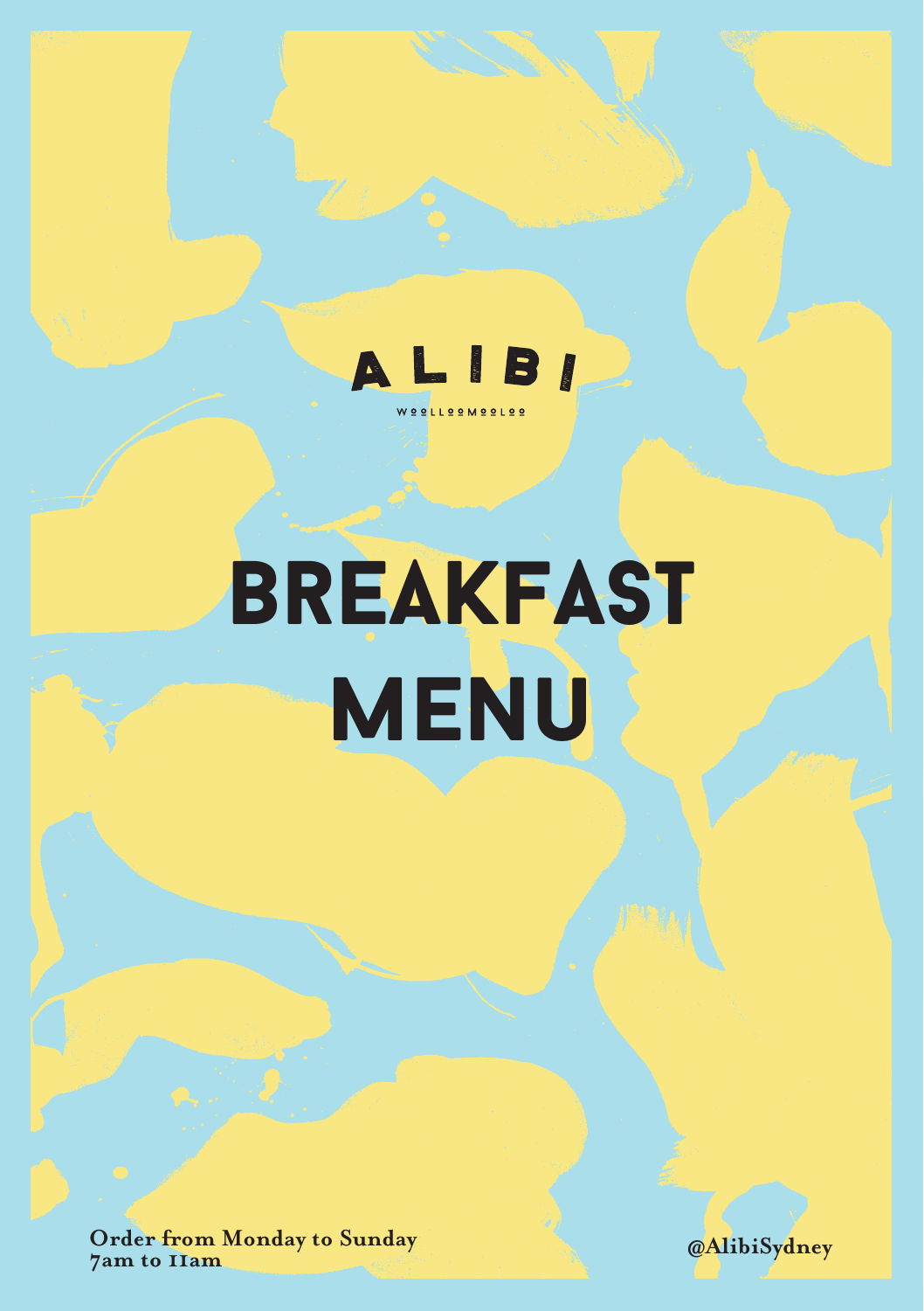# ALIBI

WOOLLOOMOOLOO

# BREAKFAST MENU

**Order from Monday to Sunday**
**7am to 11am**

**@AlibiSydney**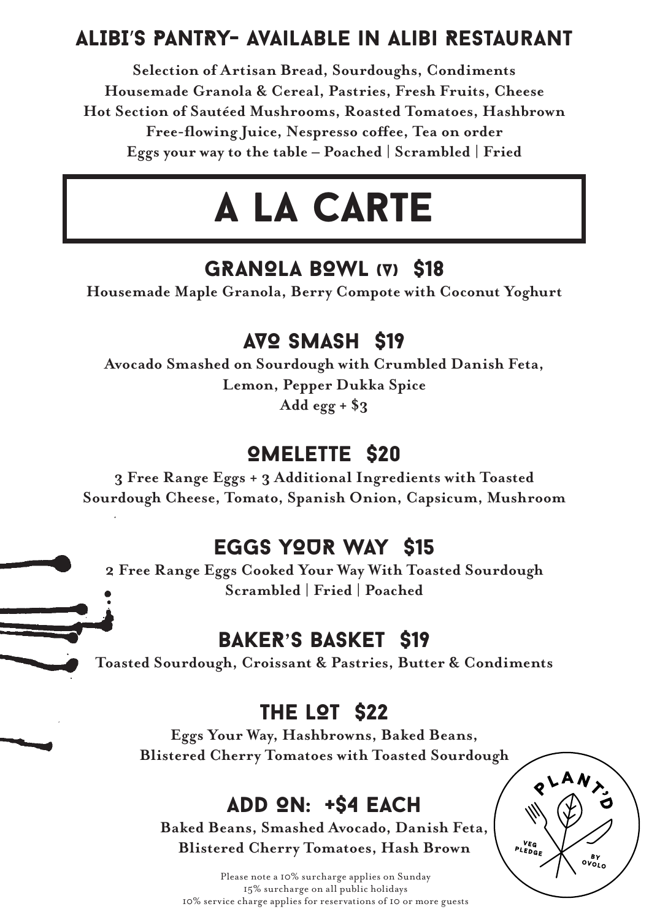## ALIBI'S PANTRY- AVAILABLE IN ALIBI RESTAURANT

**Selection of Artisan Bread, Sourdoughs, Condiments**
**Housemade Granola & Cereal, Pastries, Fresh Fruits, Cheese**
**Hot Section of Sautéed Mushrooms, Roasted Tomatoes, Hashbrown**
**Free-flowing Juice, Nespresso coffee, Tea on order**
**Eggs your way to the table – Poached | Scrambled | Fried**

# A LA CARTE

### GRANOLA BOWL (V) $18

**Housemade Maple Granola, Berry Compote with Coconut Yoghurt**

### AVO SMASH $19

**Avocado Smashed on Sourdough with Crumbled Danish Feta,**
**Lemon, Pepper Dukka Spice**
**Add egg + $3**

### OMELETTE $20

**3 Free Range Eggs + 3 Additional Ingredients with Toasted**
**Sourdough Cheese, Tomato, Spanish Onion, Capsicum, Mushroom**

### EGGS YOUR WAY $15

**2 Free Range Eggs Cooked Your Way With Toasted Sourdough**
**Scrambled | Fried | Poached**

### BAKER'S BASKET $19

**Toasted Sourdough, Croissant & Pastries, Butter & Condiments**

### THE LOT $22

**Eggs Your Way, Hashbrowns, Baked Beans,**
**Blistered Cherry Tomatoes with Toasted Sourdough**

### ADD ON: +$4 EACH

**Baked Beans, Smashed Avocado, Danish Feta,**
**Blistered Cherry Tomatoes, Hash Brown**

PLANT'D VEG PLEDGE BY OVOLO

Please note a 10% surcharge applies on Sunday
15% surcharge on all public holidays
10% service charge applies for reservations of 10 or more guests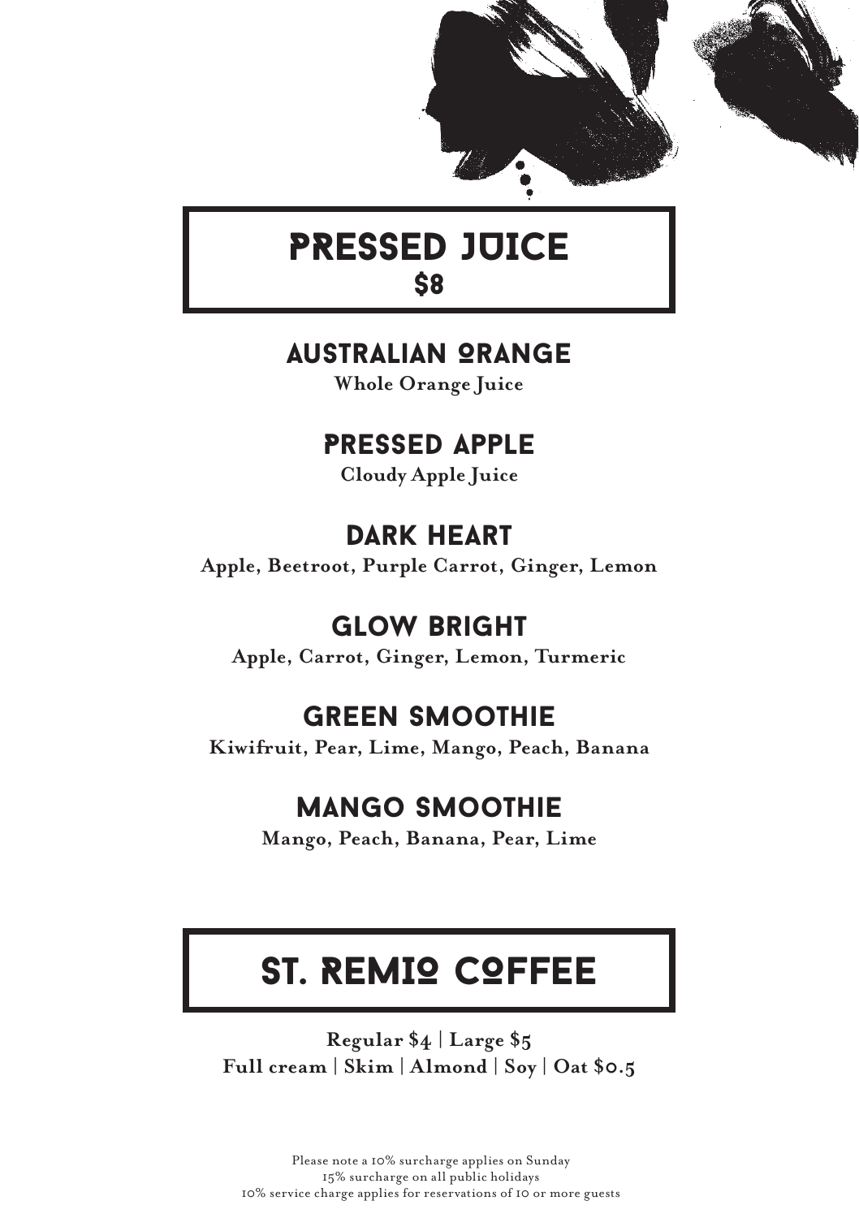# PRESSED JUICE
## $8

### AUSTRALIAN ORANGE
**Whole Orange Juice**

### PRESSED APPLE
**Cloudy Apple Juice**

### DARK HEART
**Apple, Beetroot, Purple Carrot, Ginger, Lemon**

### GLOW BRIGHT
**Apple, Carrot, Ginger, Lemon, Turmeric**

### GREEN SMOOTHIE
**Kiwifruit, Pear, Lime, Mango, Peach, Banana**

### MANGO SMOOTHIE
**Mango, Peach, Banana, Pear, Lime**

# ST. REMIO COFFEE

**Regular $4 | Large $5**
**Full cream | Skim | Almond | Soy | Oat $0.5**

Please note a 10% surcharge applies on Sunday
15% surcharge on all public holidays
10% service charge applies for reservations of 10 or more guests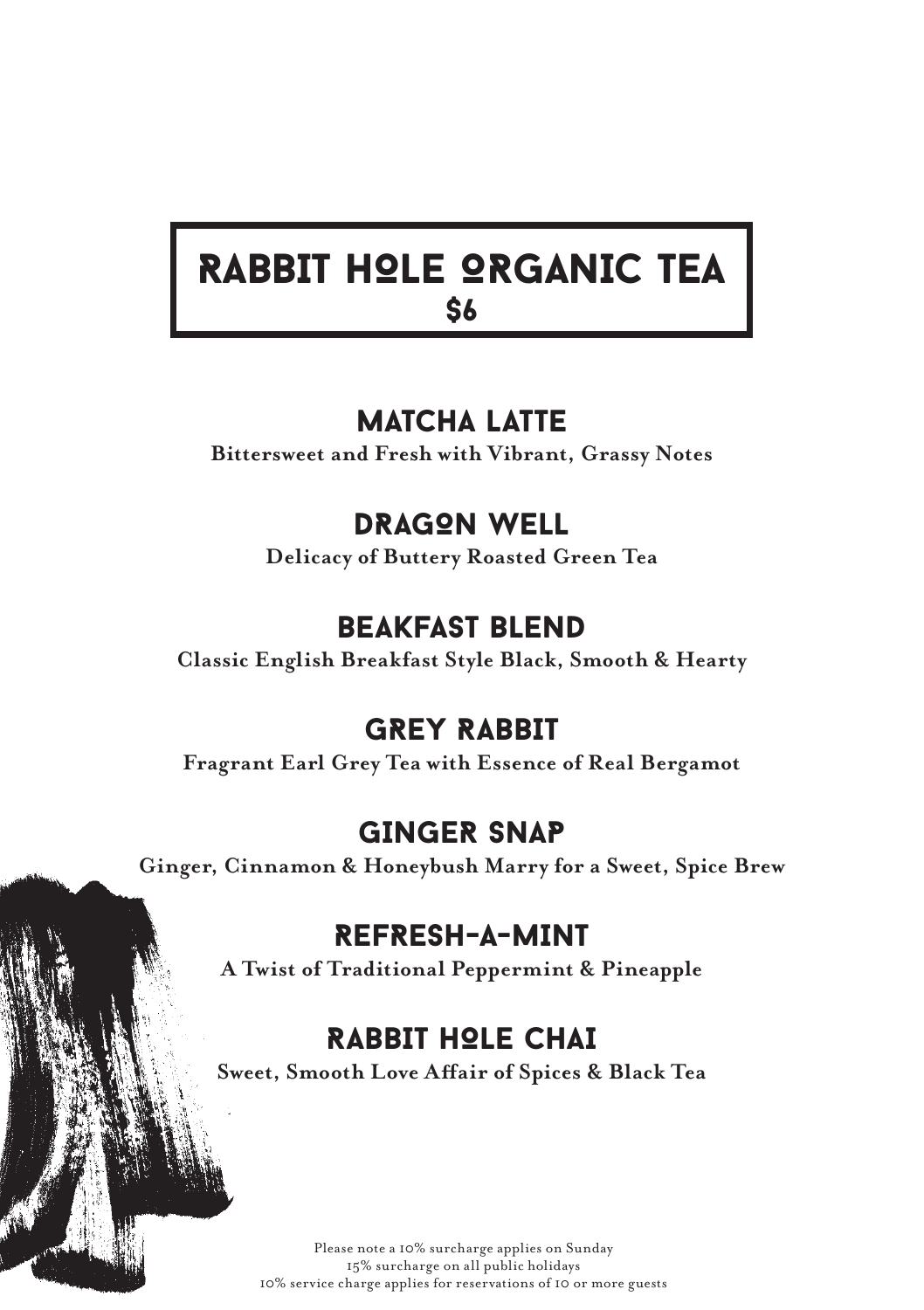# RABBIT HOLE ORGANIC TEA
## $6

### MATCHA LATTE
**Bittersweet and Fresh with Vibrant, Grassy Notes**

### DRAGON WELL
**Delicacy of Buttery Roasted Green Tea**

### BEAKFAST BLEND
**Classic English Breakfast Style Black, Smooth & Hearty**

### GREY RABBIT
**Fragrant Earl Grey Tea with Essence of Real Bergamot**

### GINGER SNAP
**Ginger, Cinnamon & Honeybush Marry for a Sweet, Spice Brew**

### REFRESH-A-MINT
**A Twist of Traditional Peppermint & Pineapple**

### RABBIT HOLE CHAI
**Sweet, Smooth Love Affair of Spices & Black Tea**

Please note a 10% surcharge applies on Sunday
15% surcharge on all public holidays
10% service charge applies for reservations of 10 or more guests